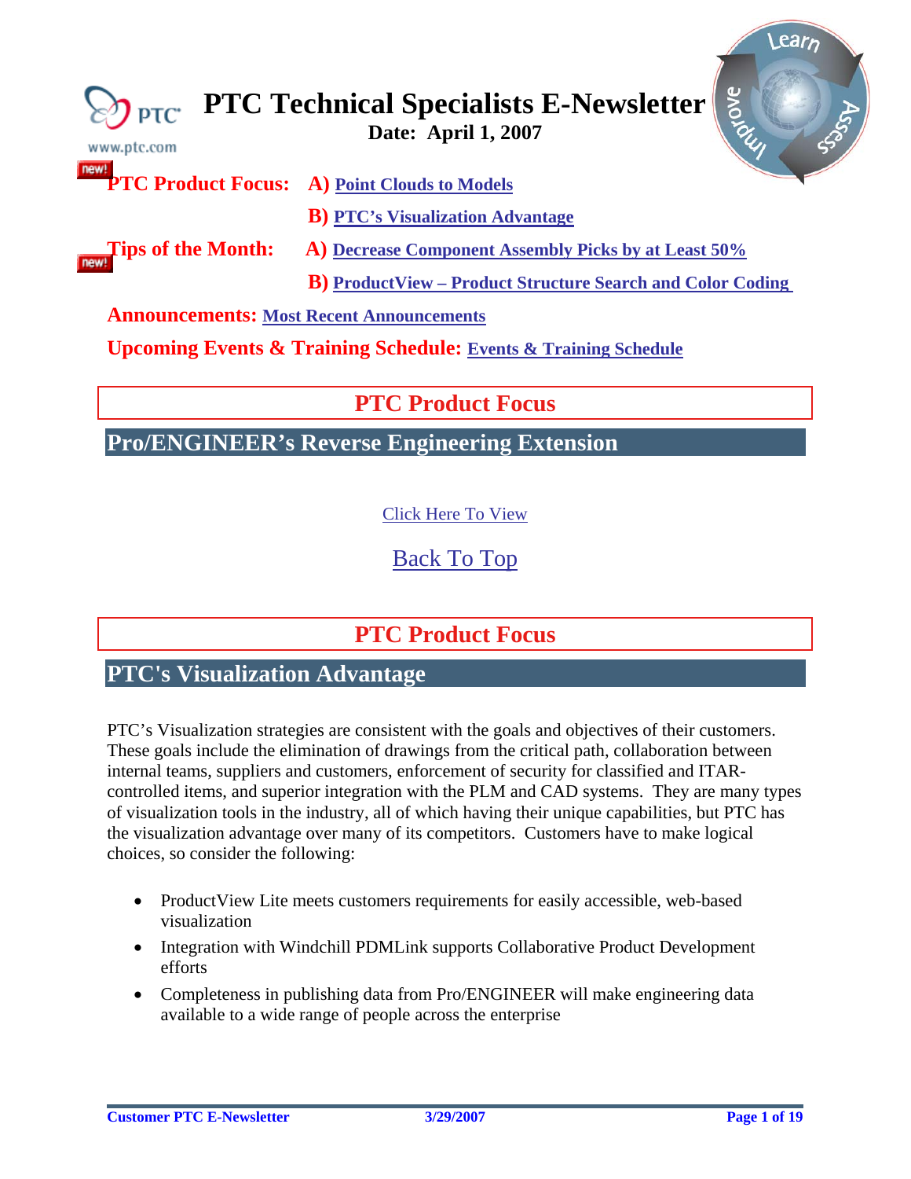# PTC Technical Specialists E-Newsletter

**Date: April 1, 2007**

www.ptc.com

**PTC Product Focus:** **A)** Point Clouds to Models

**B)** PTC's Visualization Advantage

**Tips of the Month:** **A)** Decrease Component Assembly Picks by at Least 50%

**B)** ProductView – Product Structure Search and Color Coding

**Announcements:** Most Recent Announcements

**Upcoming Events & Training Schedule:** Events & Training Schedule

## PTC Product Focus

### Pro/ENGINEER's Reverse Engineering Extension

Click Here To View

Back To Top

## PTC Product Focus

### PTC's Visualization Advantage

PTC's Visualization strategies are consistent with the goals and objectives of their customers. These goals include the elimination of drawings from the critical path, collaboration between internal teams, suppliers and customers, enforcement of security for classified and ITAR-controlled items, and superior integration with the PLM and CAD systems. They are many types of visualization tools in the industry, all of which having their unique capabilities, but PTC has the visualization advantage over many of its competitors. Customers have to make logical choices, so consider the following:

- ProductView Lite meets customers requirements for easily accessible, web-based visualization
- Integration with Windchill PDMLink supports Collaborative Product Development efforts
- Completeness in publishing data from Pro/ENGINEER will make engineering data available to a wide range of people across the enterprise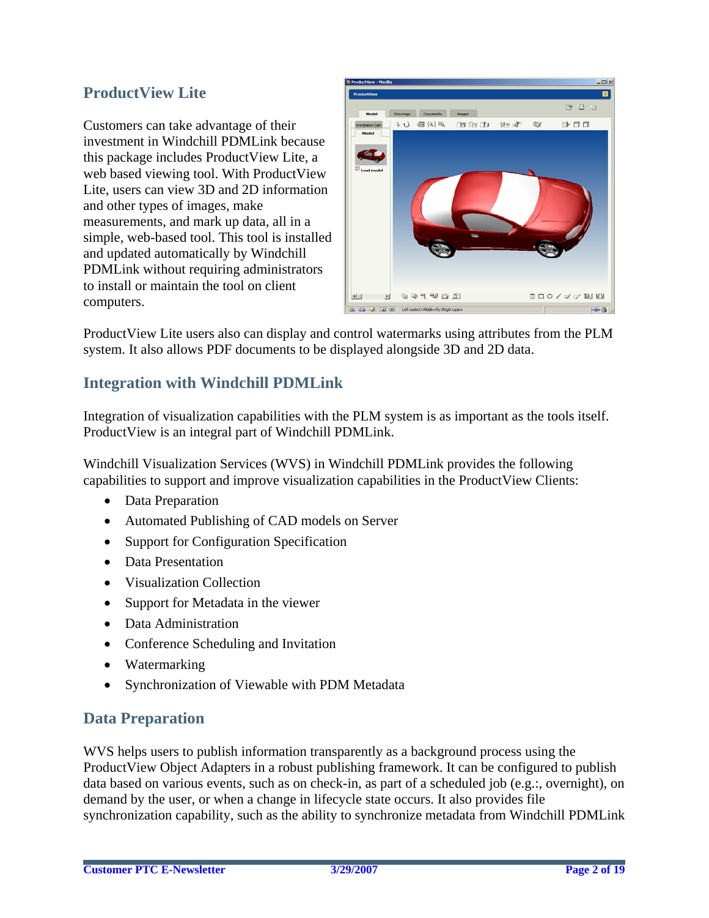## ProductView Lite

Customers can take advantage of their investment in Windchill PDMLink because this package includes ProductView Lite, a web based viewing tool. With ProductView Lite, users can view 3D and 2D information and other types of images, make measurements, and mark up data, all in a simple, web-based tool. This tool is installed and updated automatically by Windchill PDMLink without requiring administrators to install or maintain the tool on client computers.

ProductView Lite users also can display and control watermarks using attributes from the PLM system. It also allows PDF documents to be displayed alongside 3D and 2D data.

## Integration with Windchill PDMLink

Integration of visualization capabilities with the PLM system is as important as the tools itself. ProductView is an integral part of Windchill PDMLink.

Windchill Visualization Services (WVS) in Windchill PDMLink provides the following capabilities to support and improve visualization capabilities in the ProductView Clients:

- Data Preparation
- Automated Publishing of CAD models on Server
- Support for Configuration Specification
- Data Presentation
- Visualization Collection
- Support for Metadata in the viewer
- Data Administration
- Conference Scheduling and Invitation
- Watermarking
- Synchronization of Viewable with PDM Metadata

## Data Preparation

WVS helps users to publish information transparently as a background process using the ProductView Object Adapters in a robust publishing framework. It can be configured to publish data based on various events, such as on check-in, as part of a scheduled job (e.g.:, overnight), on demand by the user, or when a change in lifecycle state occurs. It also provides file synchronization capability, such as the ability to synchronize metadata from Windchill PDMLink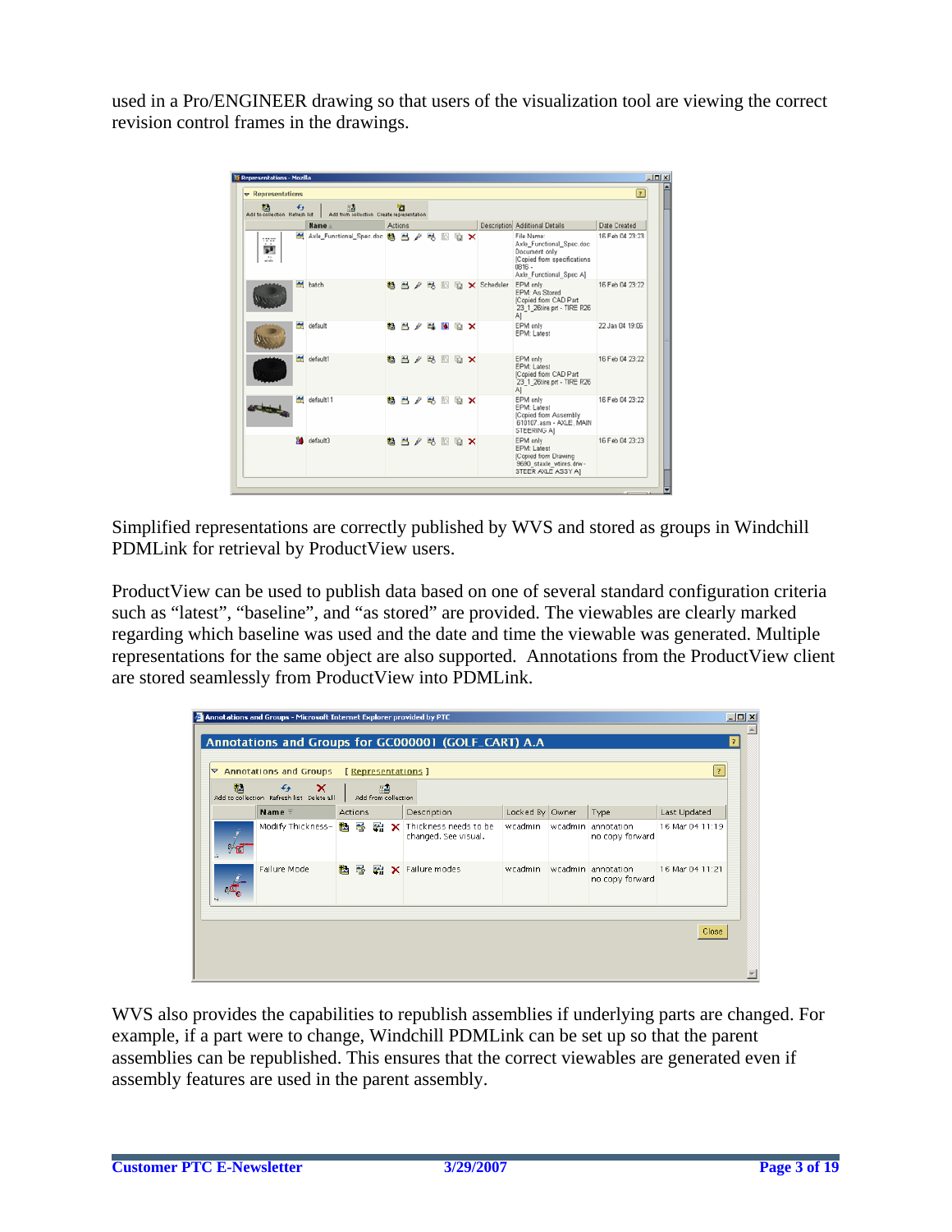used in a Pro/ENGINEER drawing so that users of the visualization tool are viewing the correct revision control frames in the drawings.

Simplified representations are correctly published by WVS and stored as groups in Windchill PDMLink for retrieval by ProductView users.

ProductView can be used to publish data based on one of several standard configuration criteria such as “latest”, “baseline”, and “as stored” are provided. The viewables are clearly marked regarding which baseline was used and the date and time the viewable was generated. Multiple representations for the same object are also supported. Annotations from the ProductView client are stored seamlessly from ProductView into PDMLink.

WVS also provides the capabilities to republish assemblies if underlying parts are changed. For example, if a part were to change, Windchill PDMLink can be set up so that the parent assemblies can be republished. This ensures that the correct viewables are generated even if assembly features are used in the parent assembly.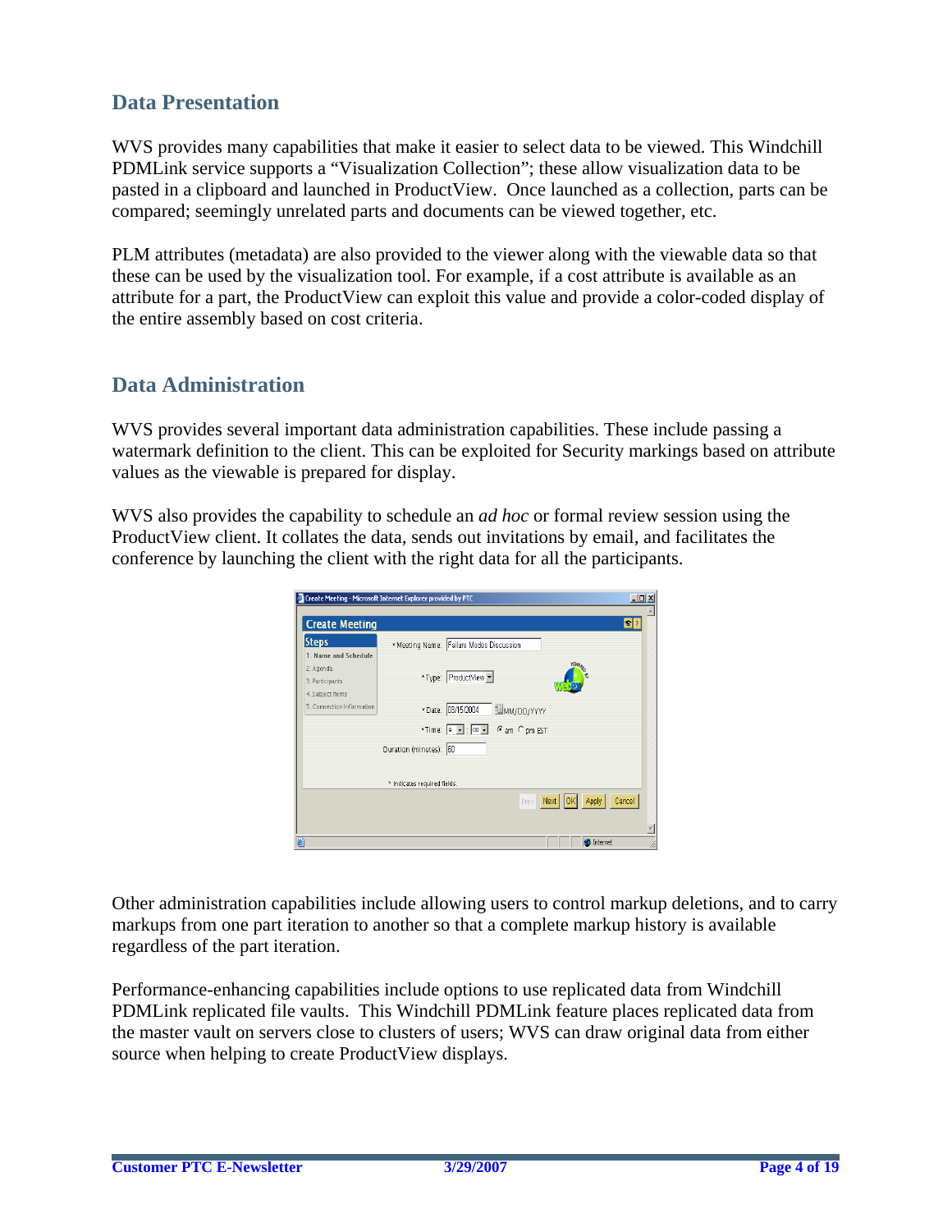## Data Presentation

WVS provides many capabilities that make it easier to select data to be viewed. This Windchill PDMLink service supports a "Visualization Collection"; these allow visualization data to be pasted in a clipboard and launched in ProductView. Once launched as a collection, parts can be compared; seemingly unrelated parts and documents can be viewed together, etc.

PLM attributes (metadata) are also provided to the viewer along with the viewable data so that these can be used by the visualization tool. For example, if a cost attribute is available as an attribute for a part, the ProductView can exploit this value and provide a color-coded display of the entire assembly based on cost criteria.

## Data Administration

WVS provides several important data administration capabilities. These include passing a watermark definition to the client. This can be exploited for Security markings based on attribute values as the viewable is prepared for display.

WVS also provides the capability to schedule an *ad hoc* or formal review session using the ProductView client. It collates the data, sends out invitations by email, and facilitates the conference by launching the client with the right data for all the participants.

Other administration capabilities include allowing users to control markup deletions, and to carry markups from one part iteration to another so that a complete markup history is available regardless of the part iteration.

Performance-enhancing capabilities include options to use replicated data from Windchill PDMLink replicated file vaults. This Windchill PDMLink feature places replicated data from the master vault on servers close to clusters of users; WVS can draw original data from either source when helping to create ProductView displays.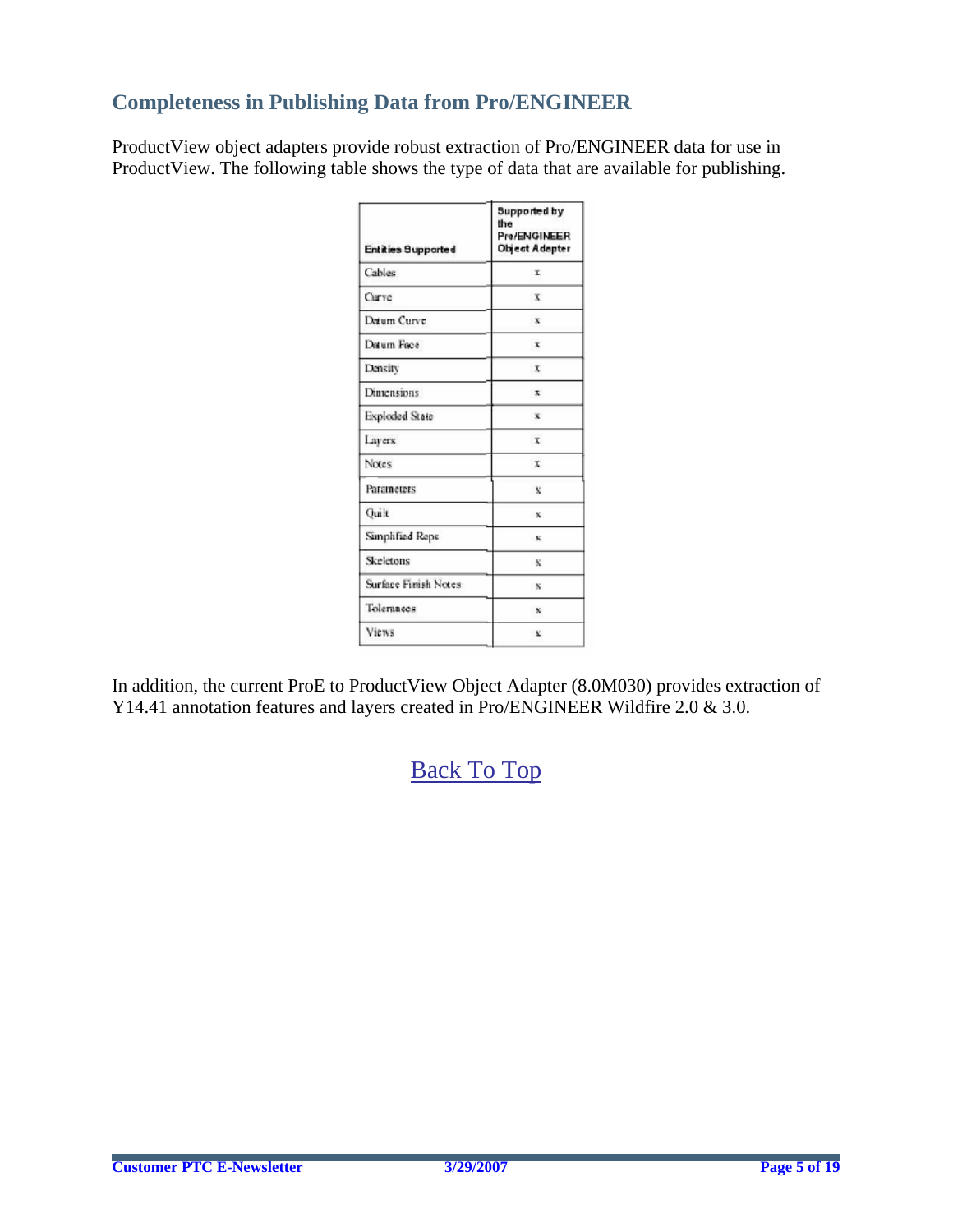## Completeness in Publishing Data from Pro/ENGINEER

ProductView object adapters provide robust extraction of Pro/ENGINEER data for use in ProductView. The following table shows the type of data that are available for publishing.

| Entities Supported | Supported by the Pro/ENGINEER Object Adapter |
|---|---|
| Cables | x |
| Curve | x |
| Datum Curve | x |
| Datum Face | x |
| Density | x |
| Dimensions | x |
| Exploded State | x |
| Layers | x |
| Notes | x |
| Parameters | x |
| Quilt | x |
| Simplified Reps | x |
| Skeletons | x |
| Surface Finish Notes | x |
| Tolerances | x |
| Views | x |

In addition, the current ProE to ProductView Object Adapter (8.0M030) provides extraction of Y14.41 annotation features and layers created in Pro/ENGINEER Wildfire 2.0 & 3.0.

Back To Top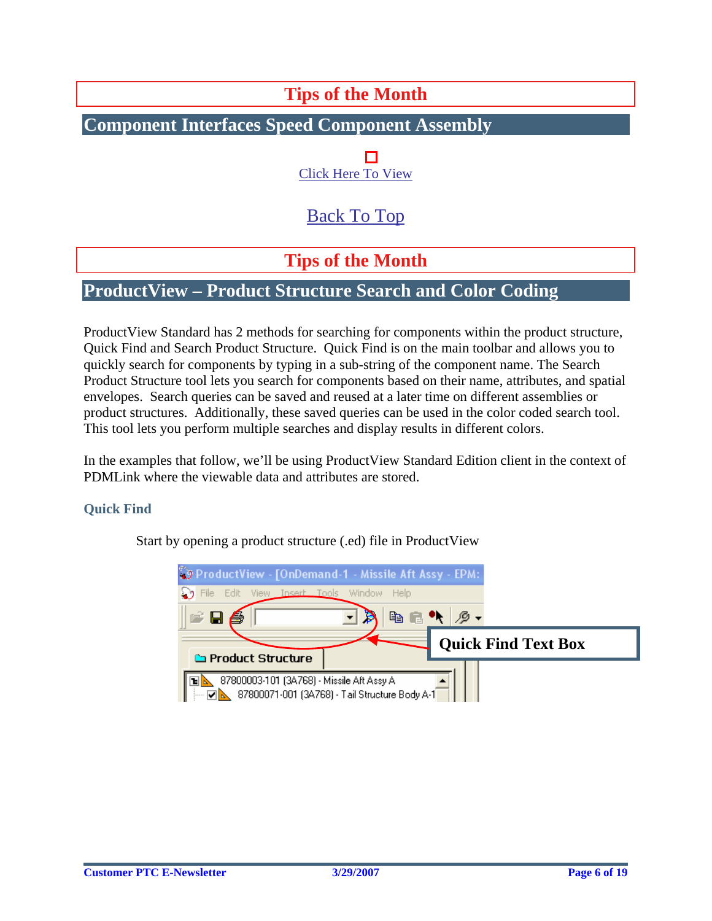## Tips of the Month

### Component Interfaces Speed Component Assembly

Click Here To View

Back To Top

## Tips of the Month

### ProductView – Product Structure Search and Color Coding

ProductView Standard has 2 methods for searching for components within the product structure, Quick Find and Search Product Structure. Quick Find is on the main toolbar and allows you to quickly search for components by typing in a sub-string of the component name. The Search Product Structure tool lets you search for components based on their name, attributes, and spatial envelopes. Search queries can be saved and reused at a later time on different assemblies or product structures. Additionally, these saved queries can be used in the color coded search tool. This tool lets you perform multiple searches and display results in different colors.

In the examples that follow, we'll be using ProductView Standard Edition client in the context of PDMLink where the viewable data and attributes are stored.

#### Quick Find

Start by opening a product structure (.ed) file in ProductView

Quick Find Text Box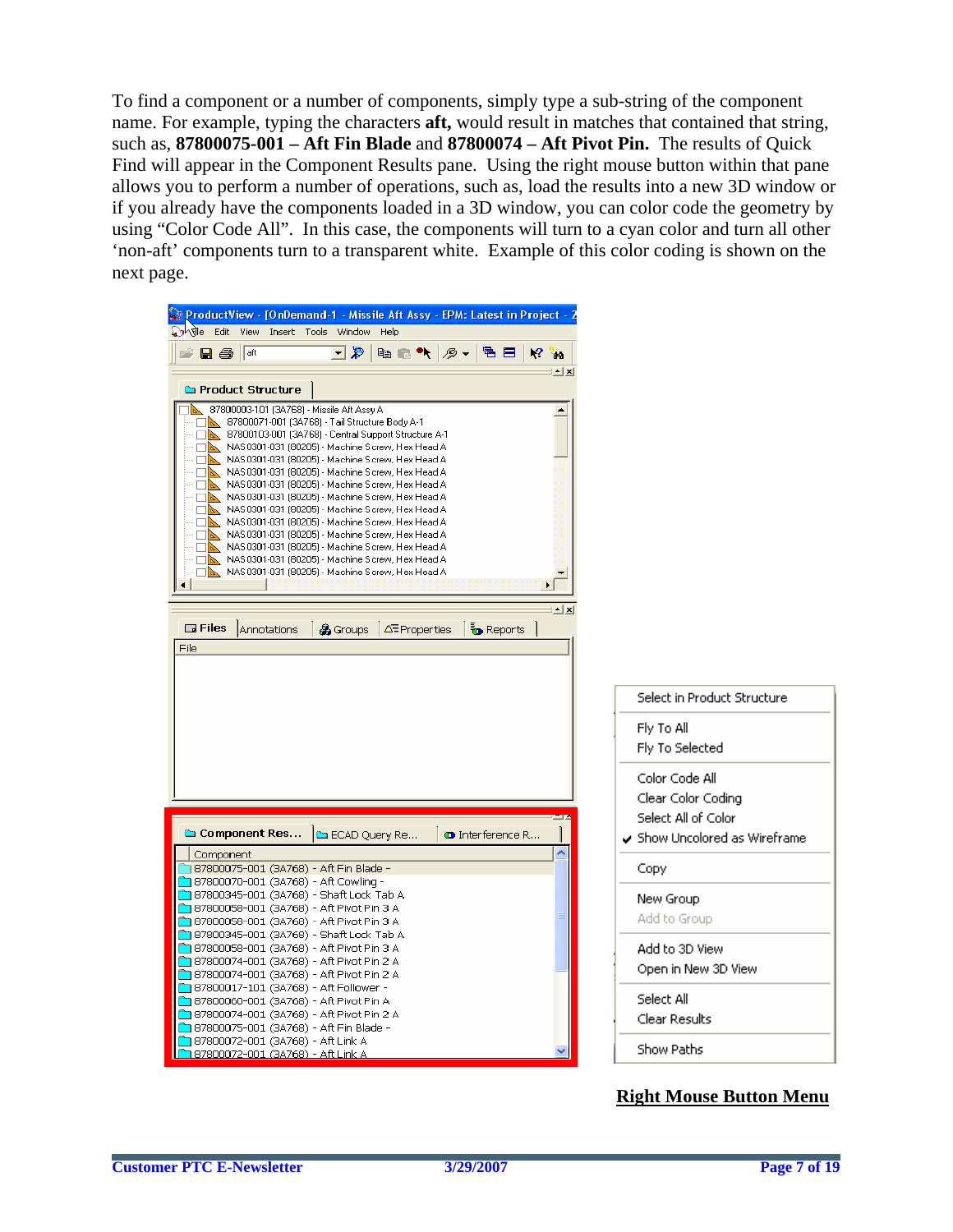To find a component or a number of components, simply type a sub-string of the component name. For example, typing the characters **aft,** would result in matches that contained that string, such as, **87800075-001 – Aft Fin Blade** and **87800074 – Aft Pivot Pin.** The results of Quick Find will appear in the Component Results pane. Using the right mouse button within that pane allows you to perform a number of operations, such as, load the results into a new 3D window or if you already have the components loaded in a 3D window, you can color code the geometry by using "Color Code All". In this case, the components will turn to a cyan color and turn all other 'non-aft' components turn to a transparent white. Example of this color coding is shown on the next page.

**Right Mouse Button Menu**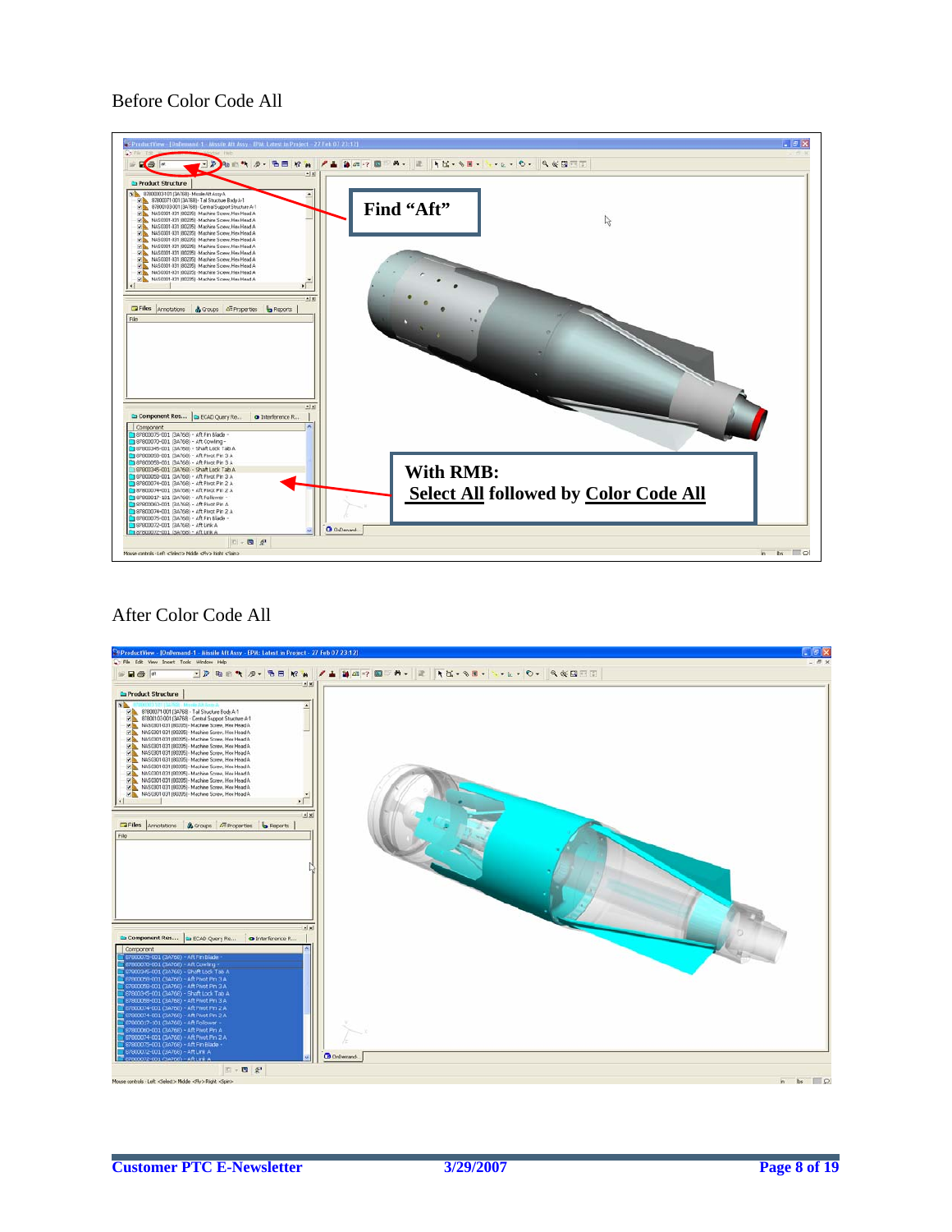Before Color Code All

Find "Aft"

With RMB: **Select All** followed by **Color Code All**

After Color Code All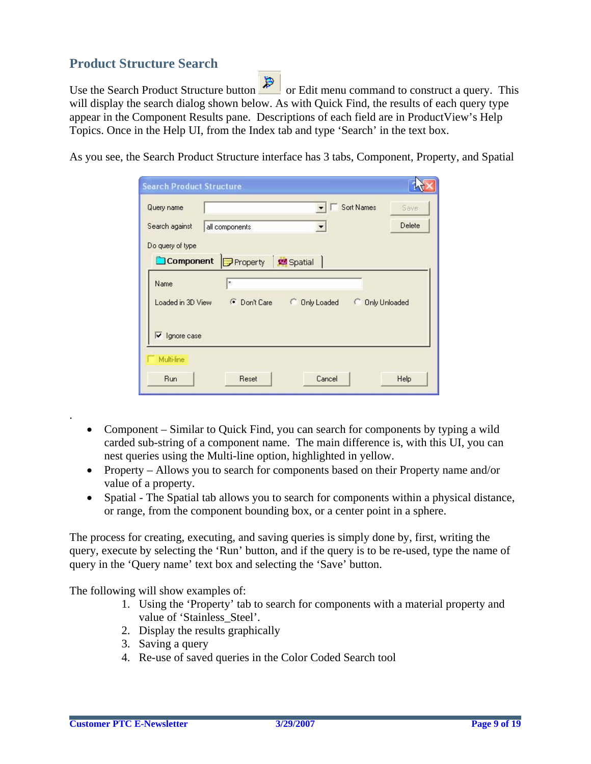## Product Structure Search

Use the Search Product Structure button or Edit menu command to construct a query. This will display the search dialog shown below. As with Quick Find, the results of each query type appear in the Component Results pane. Descriptions of each field are in ProductView's Help Topics. Once in the Help UI, from the Index tab and type 'Search' in the text box.

As you see, the Search Product Structure interface has 3 tabs, Component, Property, and Spatial

.

- Component – Similar to Quick Find, you can search for components by typing a wild carded sub-string of a component name. The main difference is, with this UI, you can nest queries using the Multi-line option, highlighted in yellow.
- Property – Allows you to search for components based on their Property name and/or value of a property.
- Spatial - The Spatial tab allows you to search for components within a physical distance, or range, from the component bounding box, or a center point in a sphere.

The process for creating, executing, and saving queries is simply done by, first, writing the query, execute by selecting the 'Run' button, and if the query is to be re-used, type the name of query in the 'Query name' text box and selecting the 'Save' button.

The following will show examples of:

1. Using the 'Property' tab to search for components with a material property and value of 'Stainless_Steel'.
2. Display the results graphically
3. Saving a query
4. Re-use of saved queries in the Color Coded Search tool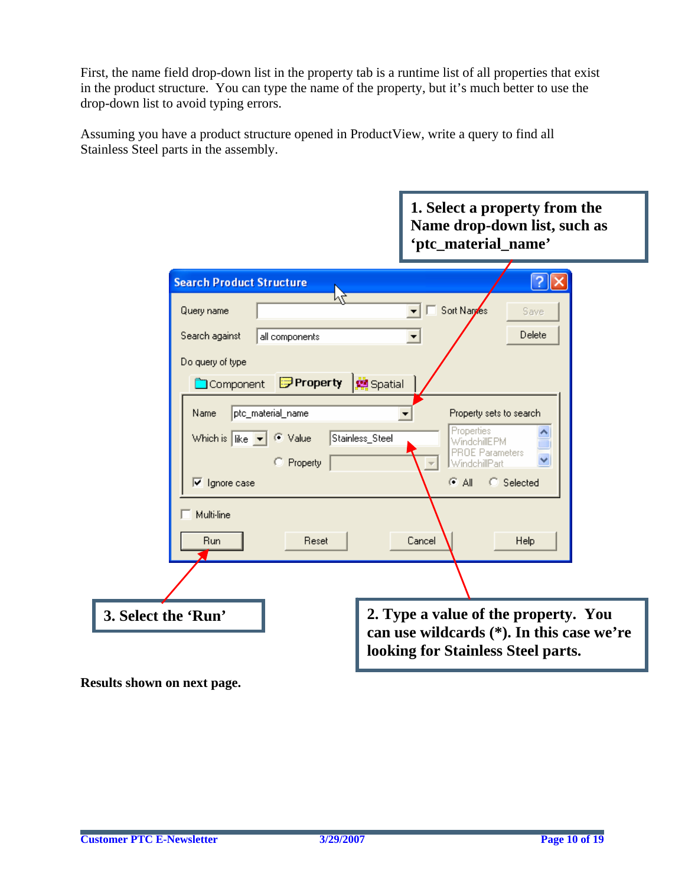First, the name field drop-down list in the property tab is a runtime list of all properties that exist in the product structure. You can type the name of the property, but it's much better to use the drop-down list to avoid typing errors.

Assuming you have a product structure opened in ProductView, write a query to find all Stainless Steel parts in the assembly.

**1. Select a property from the Name drop-down list, such as 'ptc_material_name'**

**2. Type a value of the property. You can use wildcards (*). In this case we're looking for Stainless Steel parts.**

**3. Select the 'Run'**

**Results shown on next page.**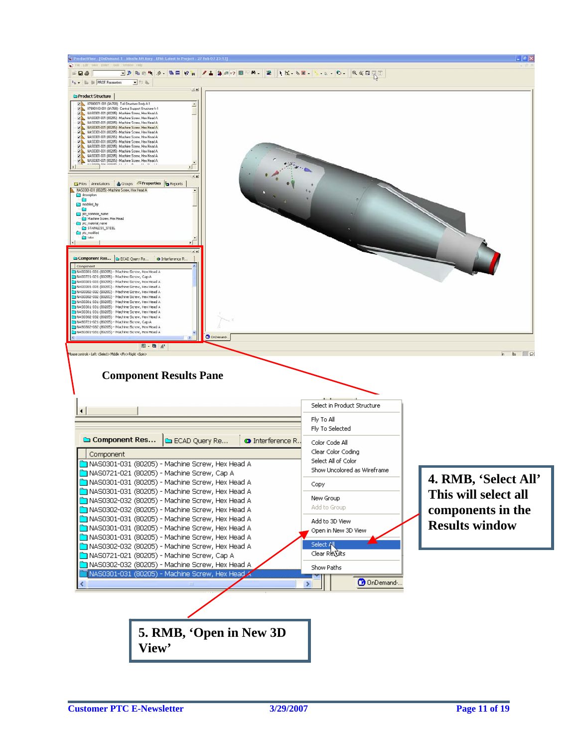**Component Results Pane**

**4. RMB, 'Select All' This will select all components in the Results window**

**5. RMB, 'Open in New 3D View'**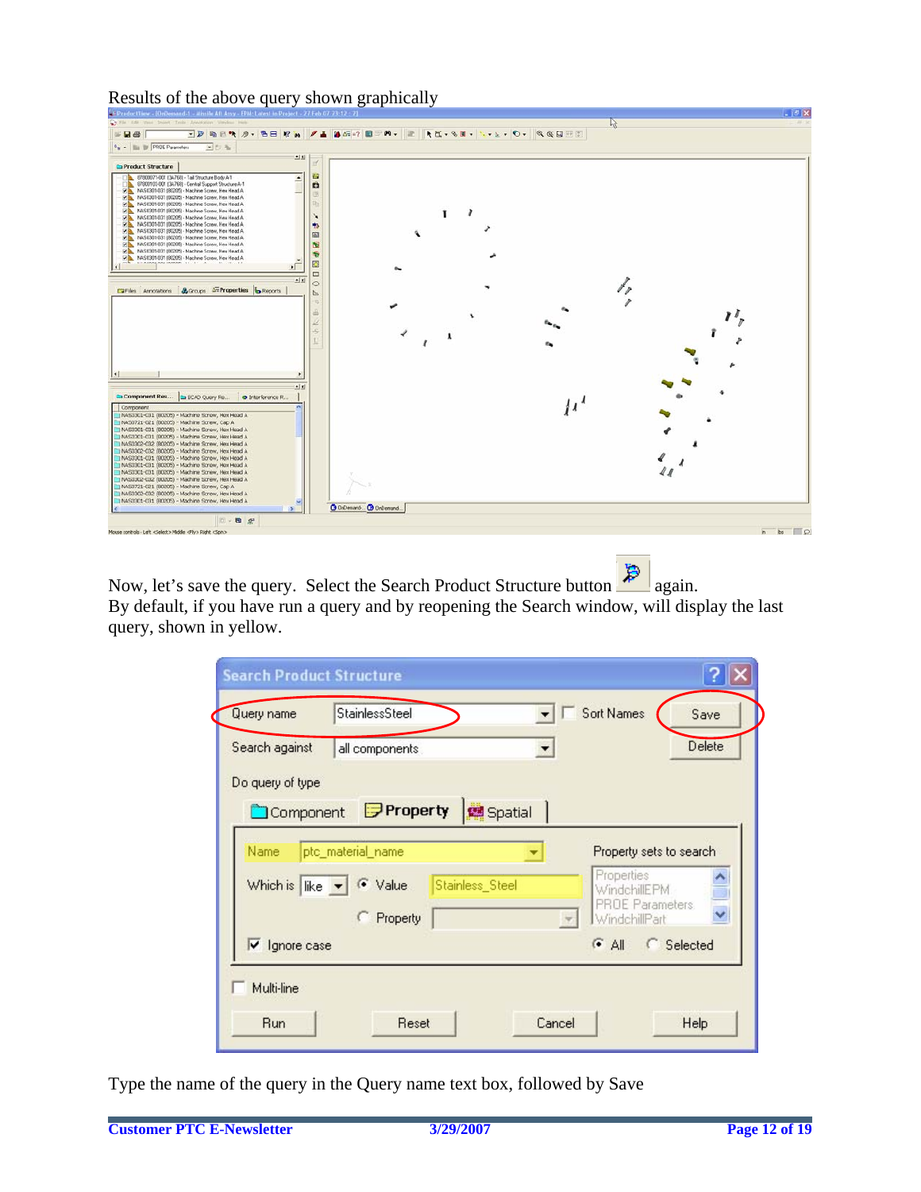Results of the above query shown graphically

Now, let's save the query. Select the Search Product Structure button again.
By default, if you have run a query and by reopening the Search window, will display the last query, shown in yellow.

Type the name of the query in the Query name text box, followed by Save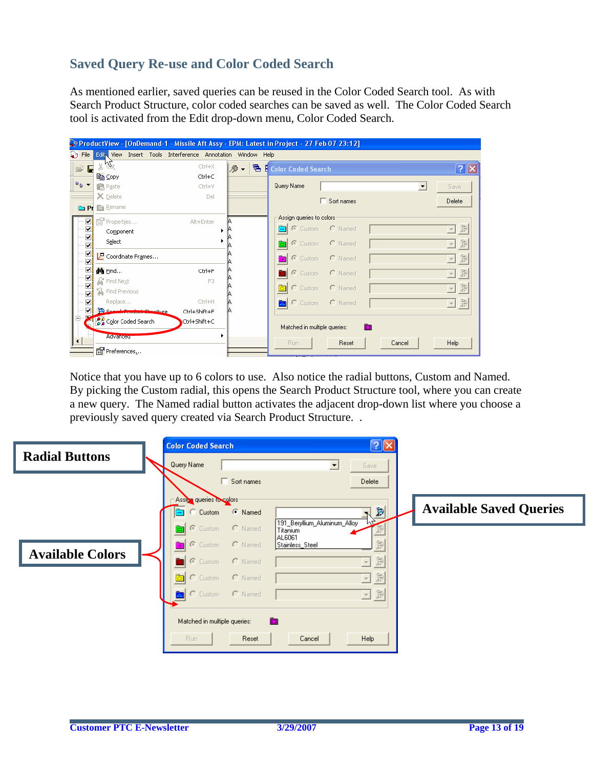## Saved Query Re-use and Color Coded Search

As mentioned earlier, saved queries can be reused in the Color Coded Search tool. As with Search Product Structure, color coded searches can be saved as well. The Color Coded Search tool is activated from the Edit drop-down menu, Color Coded Search.

Notice that you have up to 6 colors to use. Also notice the radial buttons, Custom and Named. By picking the Custom radial, this opens the Search Product Structure tool, where you can create a new query. The Named radial button activates the adjacent drop-down list where you choose a previously saved query created via Search Product Structure. .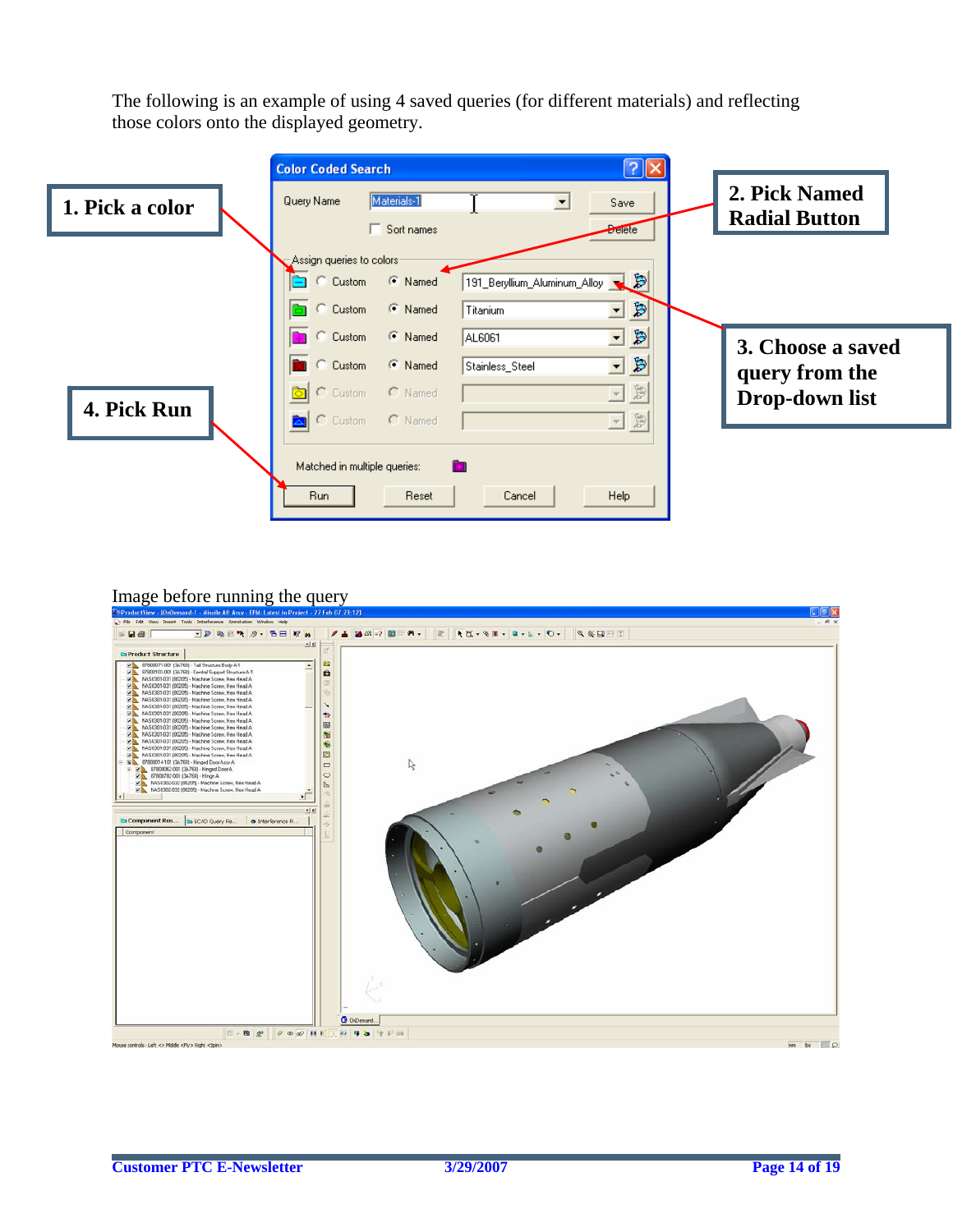The following is an example of using 4 saved queries (for different materials) and reflecting those colors onto the displayed geometry.

1. Pick a color

2. Pick Named Radial Button

3. Choose a saved query from the Drop-down list

4. Pick Run

Image before running the query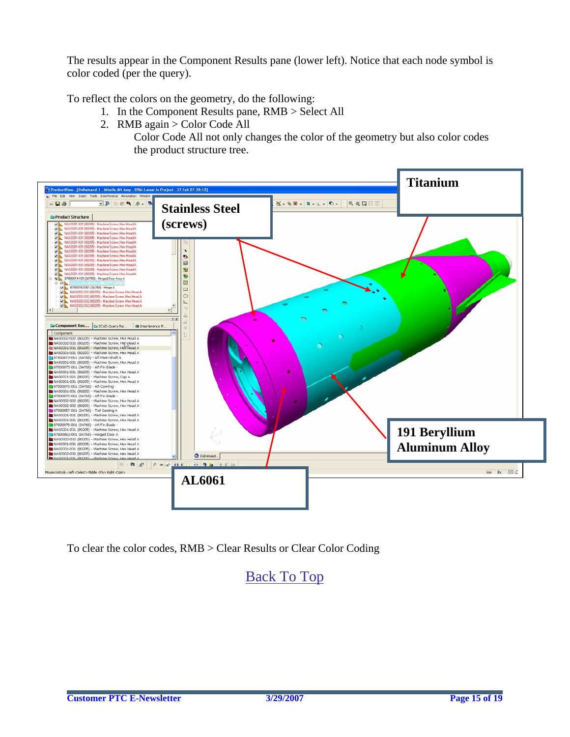The results appear in the Component Results pane (lower left). Notice that each node symbol is color coded (per the query).

To reflect the colors on the geometry, do the following:

1. In the Component Results pane, RMB > Select All
2. RMB again > Color Code All

   Color Code All not only changes the color of the geometry but also color codes the product structure tree.

**Titanium**

**Stainless Steel (screws)**

**191 Beryllium Aluminum Alloy**

**AL6061**

To clear the color codes, RMB > Clear Results or Clear Color Coding

Back To Top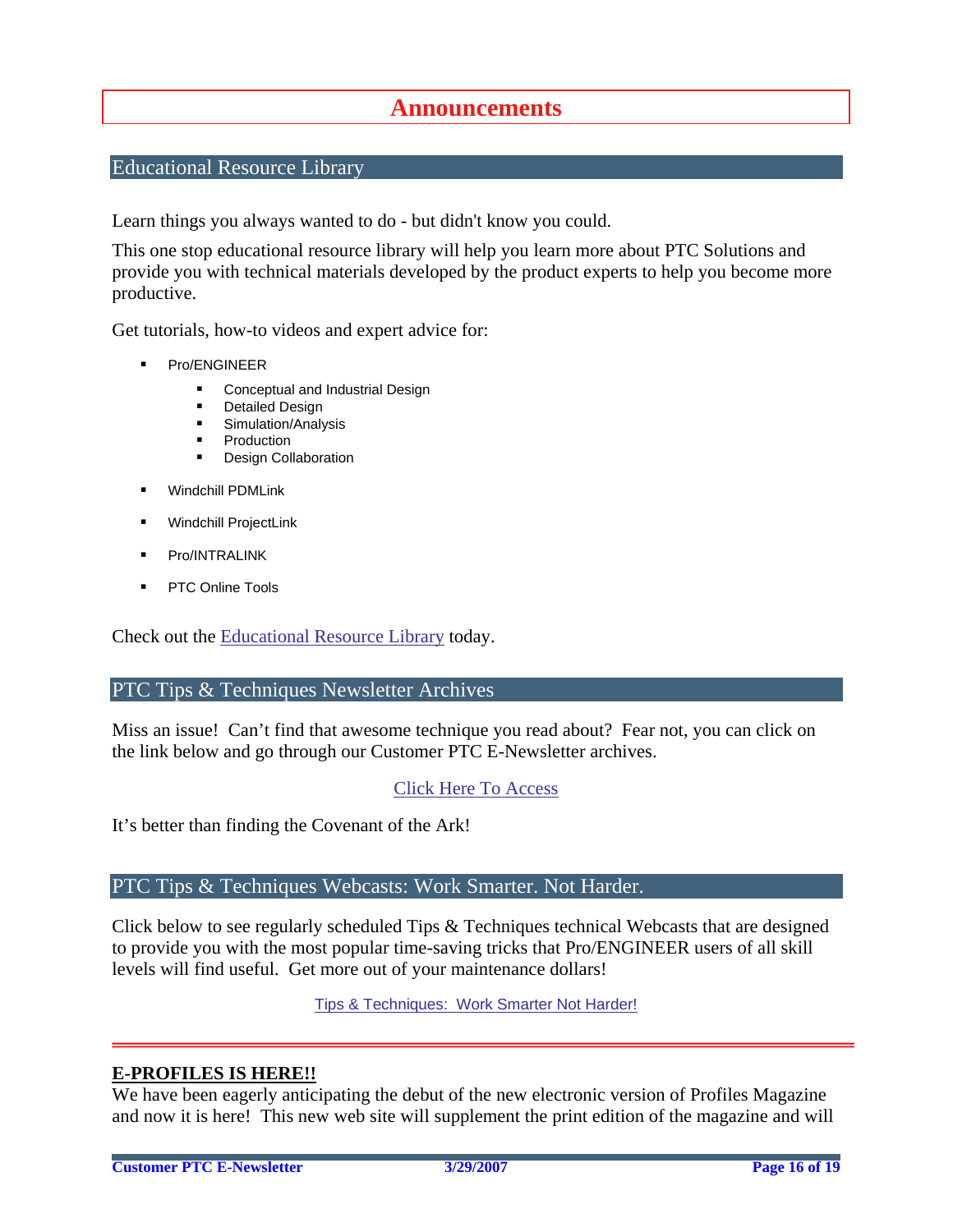# Announcements

## Educational Resource Library

Learn things you always wanted to do - but didn't know you could.

This one stop educational resource library will help you learn more about PTC Solutions and provide you with technical materials developed by the product experts to help you become more productive.

Get tutorials, how-to videos and expert advice for:

- Pro/ENGINEER
  - Conceptual and Industrial Design
  - Detailed Design
  - Simulation/Analysis
  - Production
  - Design Collaboration
- Windchill PDMLink
- Windchill ProjectLink
- Pro/INTRALINK
- PTC Online Tools

Check out the Educational Resource Library today.

## PTC Tips & Techniques Newsletter Archives

Miss an issue! Can't find that awesome technique you read about? Fear not, you can click on the link below and go through our Customer PTC E-Newsletter archives.

Click Here To Access

It's better than finding the Covenant of the Ark!

## PTC Tips & Techniques Webcasts: Work Smarter. Not Harder.

Click below to see regularly scheduled Tips & Techniques technical Webcasts that are designed to provide you with the most popular time-saving tricks that Pro/ENGINEER users of all skill levels will find useful. Get more out of your maintenance dollars!

Tips & Techniques: Work Smarter Not Harder!

---

**E-PROFILES IS HERE!!**

We have been eagerly anticipating the debut of the new electronic version of Profiles Magazine and now it is here! This new web site will supplement the print edition of the magazine and will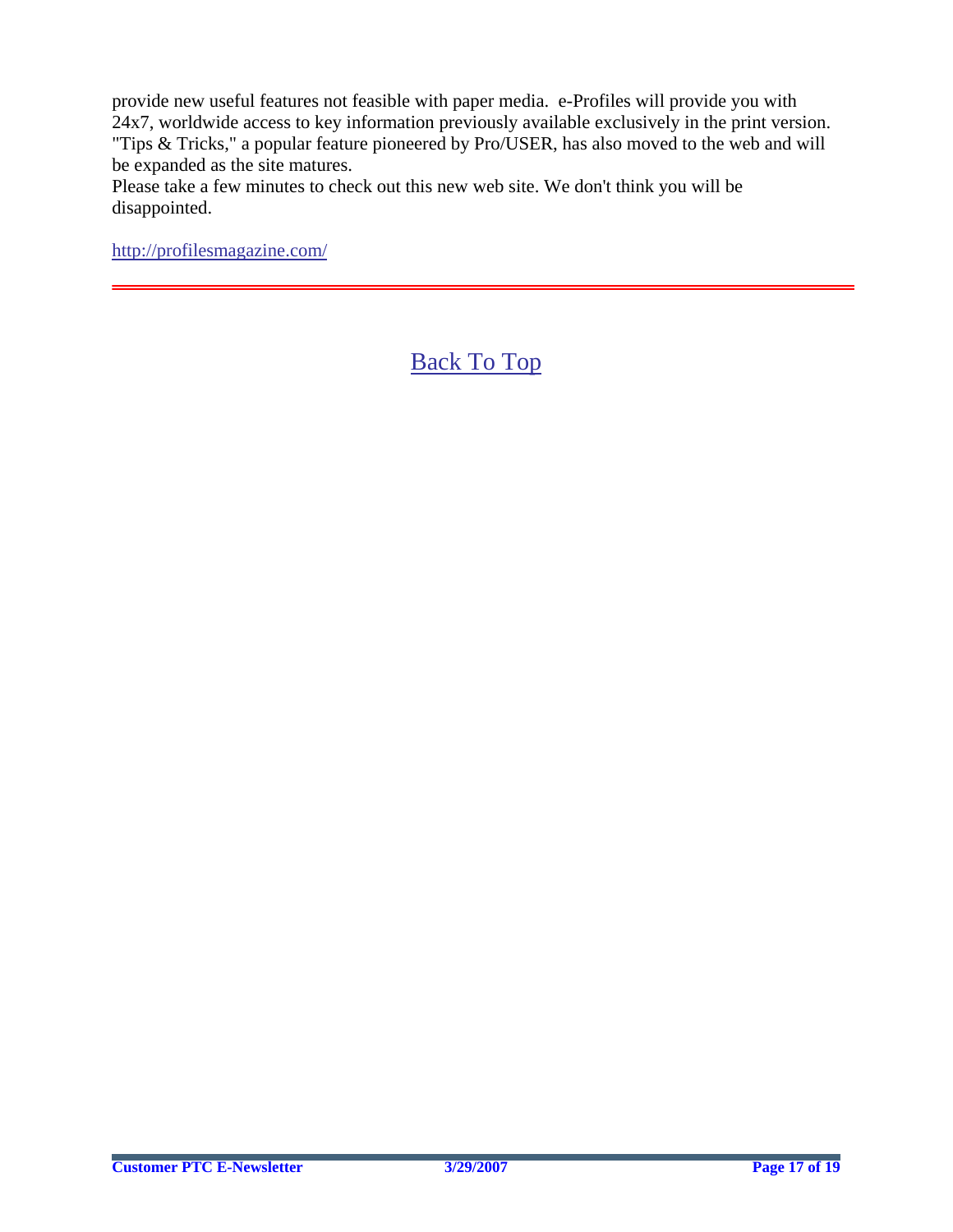provide new useful features not feasible with paper media. e-Profiles will provide you with 24x7, worldwide access to key information previously available exclusively in the print version. "Tips & Tricks," a popular feature pioneered by Pro/USER, has also moved to the web and will be expanded as the site matures.
Please take a few minutes to check out this new web site. We don't think you will be disappointed.

http://profilesmagazine.com/

---

Back To Top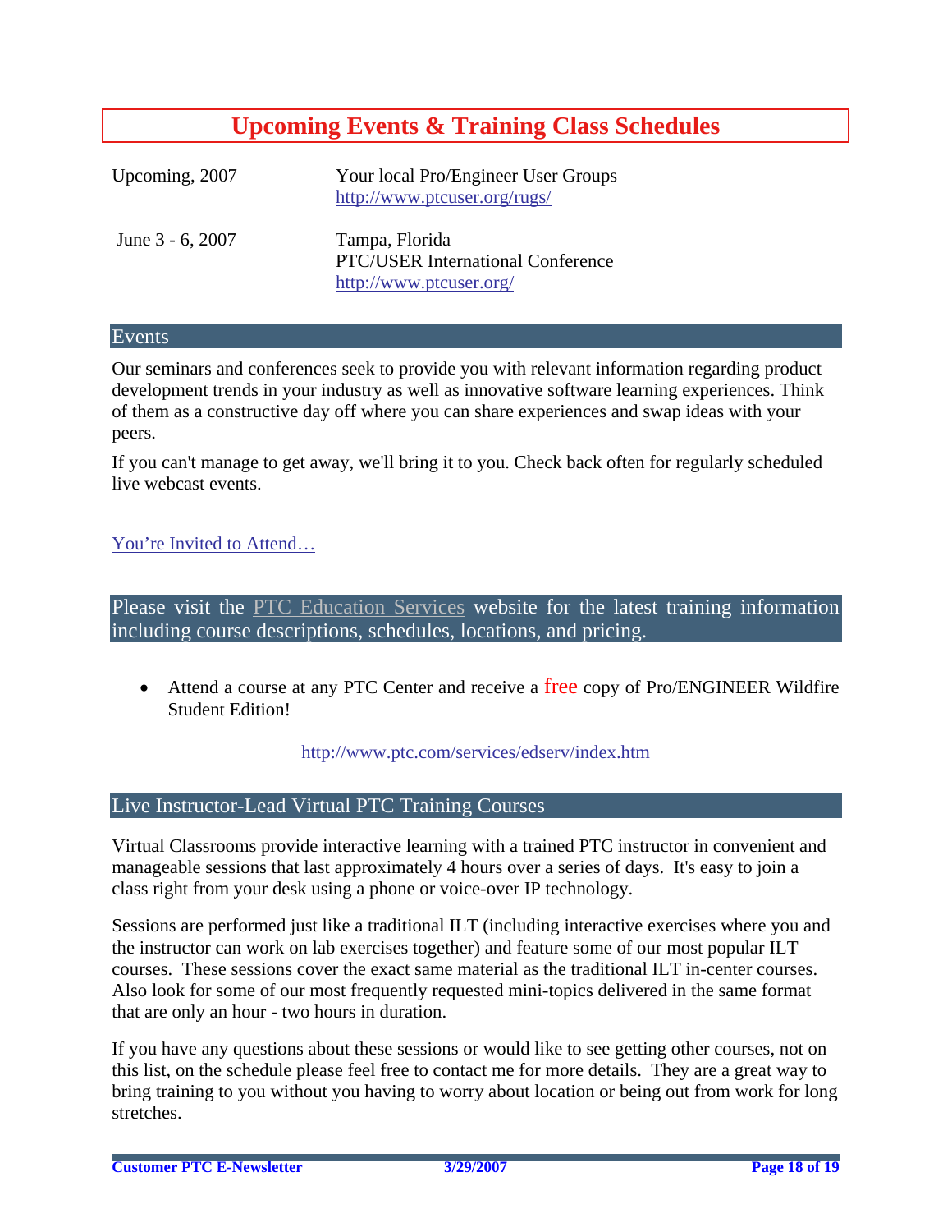# Upcoming Events & Training Class Schedules

| | |
|---|---|
| Upcoming, 2007 | Your local Pro/Engineer User Groups<br>http://www.ptcuser.org/rugs/ |
| June 3 - 6, 2007 | Tampa, Florida<br>PTC/USER International Conference<br>http://www.ptcuser.org/ |

## Events

Our seminars and conferences seek to provide you with relevant information regarding product development trends in your industry as well as innovative software learning experiences. Think of them as a constructive day off where you can share experiences and swap ideas with your peers.

If you can't manage to get away, we'll bring it to you. Check back often for regularly scheduled live webcast events.

You're Invited to Attend…

## Please visit the PTC Education Services website for the latest training information including course descriptions, schedules, locations, and pricing.

- Attend a course at any PTC Center and receive a free copy of Pro/ENGINEER Wildfire Student Edition!

http://www.ptc.com/services/edserv/index.htm

## Live Instructor-Lead Virtual PTC Training Courses

Virtual Classrooms provide interactive learning with a trained PTC instructor in convenient and manageable sessions that last approximately 4 hours over a series of days. It's easy to join a class right from your desk using a phone or voice-over IP technology.

Sessions are performed just like a traditional ILT (including interactive exercises where you and the instructor can work on lab exercises together) and feature some of our most popular ILT courses. These sessions cover the exact same material as the traditional ILT in-center courses. Also look for some of our most frequently requested mini-topics delivered in the same format that are only an hour - two hours in duration.

If you have any questions about these sessions or would like to see getting other courses, not on this list, on the schedule please feel free to contact me for more details. They are a great way to bring training to you without you having to worry about location or being out from work for long stretches.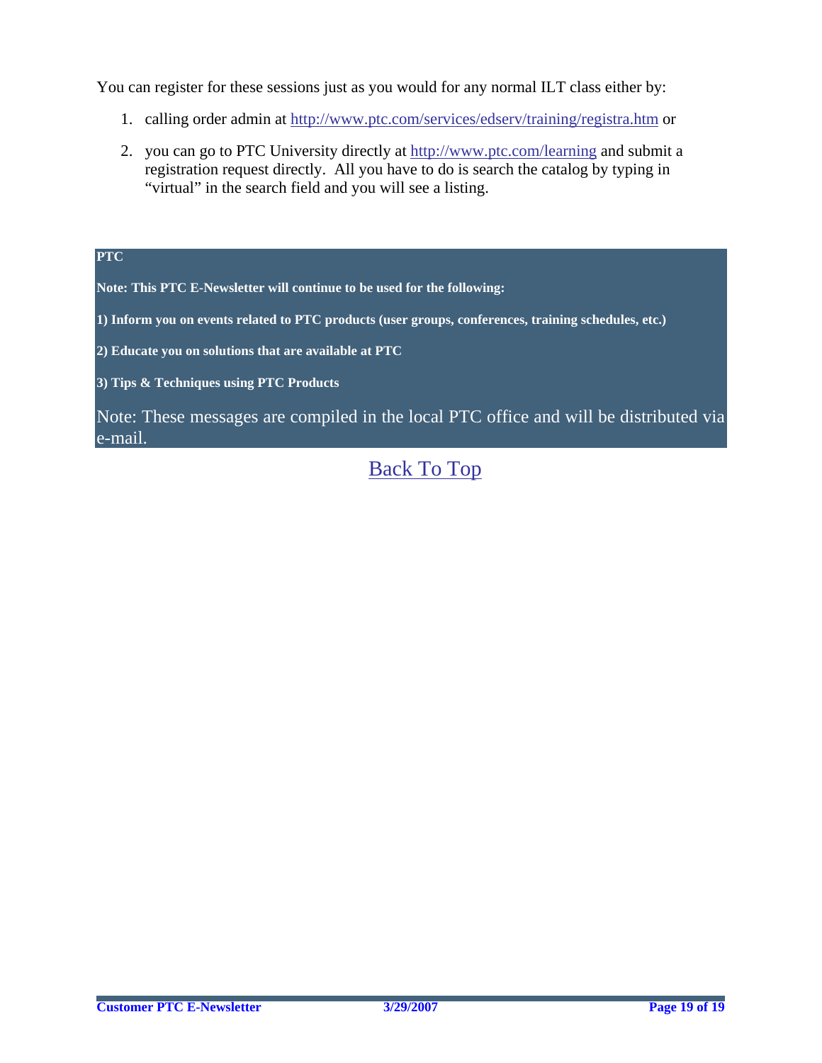You can register for these sessions just as you would for any normal ILT class either by:

1. calling order admin at http://www.ptc.com/services/edserv/training/registra.htm or
2. you can go to PTC University directly at http://www.ptc.com/learning and submit a registration request directly. All you have to do is search the catalog by typing in "virtual" in the search field and you will see a listing.

**PTC**

**Note: This PTC E-Newsletter will continue to be used for the following:**

**1) Inform you on events related to PTC products (user groups, conferences, training schedules, etc.)**

**2) Educate you on solutions that are available at PTC**

**3) Tips & Techniques using PTC Products**

Note: These messages are compiled in the local PTC office and will be distributed via e-mail.

Back To Top